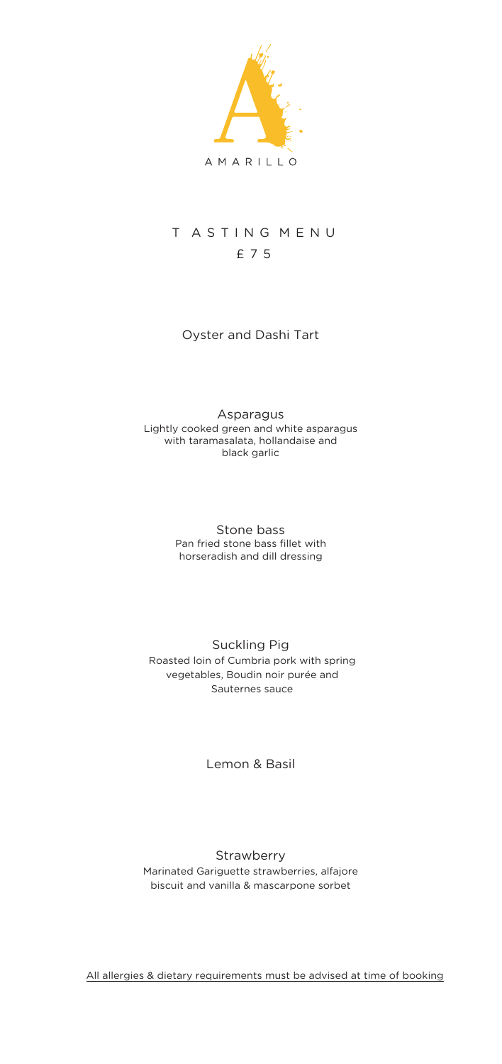AMARILLO

# TASTING MENU

£75

Oyster and Dashi Tart

**Asparagus**
Lightly cooked green and white asparagus with taramasalata, hollandaise and black garlic

**Stone bass**
Pan fried stone bass fillet with horseradish and dill dressing

**Suckling Pig**
Roasted loin of Cumbria pork with spring vegetables, Boudin noir purée and Sauternes sauce

Lemon & Basil

**Strawberry**
Marinated Gariguette strawberries, alfajore biscuit and vanilla & mascarpone sorbet

All allergies & dietary requirements must be advised at time of booking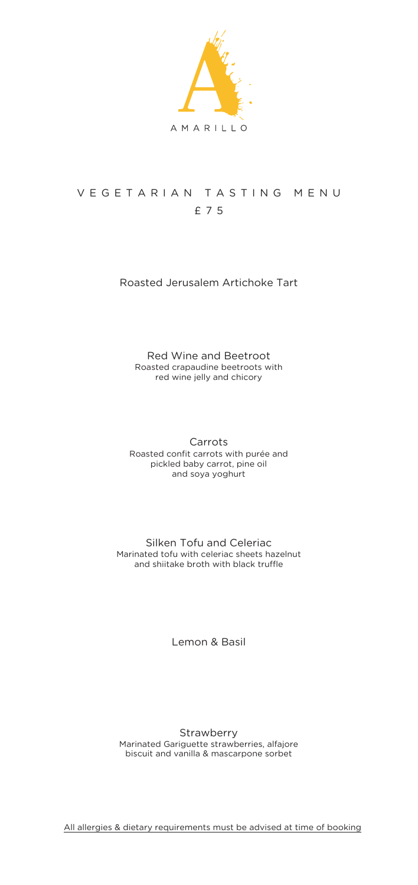AMARILLO

# VEGETARIAN TASTING MENU

## £75

Roasted Jerusalem Artichoke Tart

Red Wine and Beetroot
Roasted crapaudine beetroots with red wine jelly and chicory

Carrots
Roasted confit carrots with purée and pickled baby carrot, pine oil and soya yoghurt

Silken Tofu and Celeriac
Marinated tofu with celeriac sheets hazelnut and shiitake broth with black truffle

Lemon & Basil

Strawberry
Marinated Gariguette strawberries, alfajore biscuit and vanilla & mascarpone sorbet

All allergies & dietary requirements must be advised at time of booking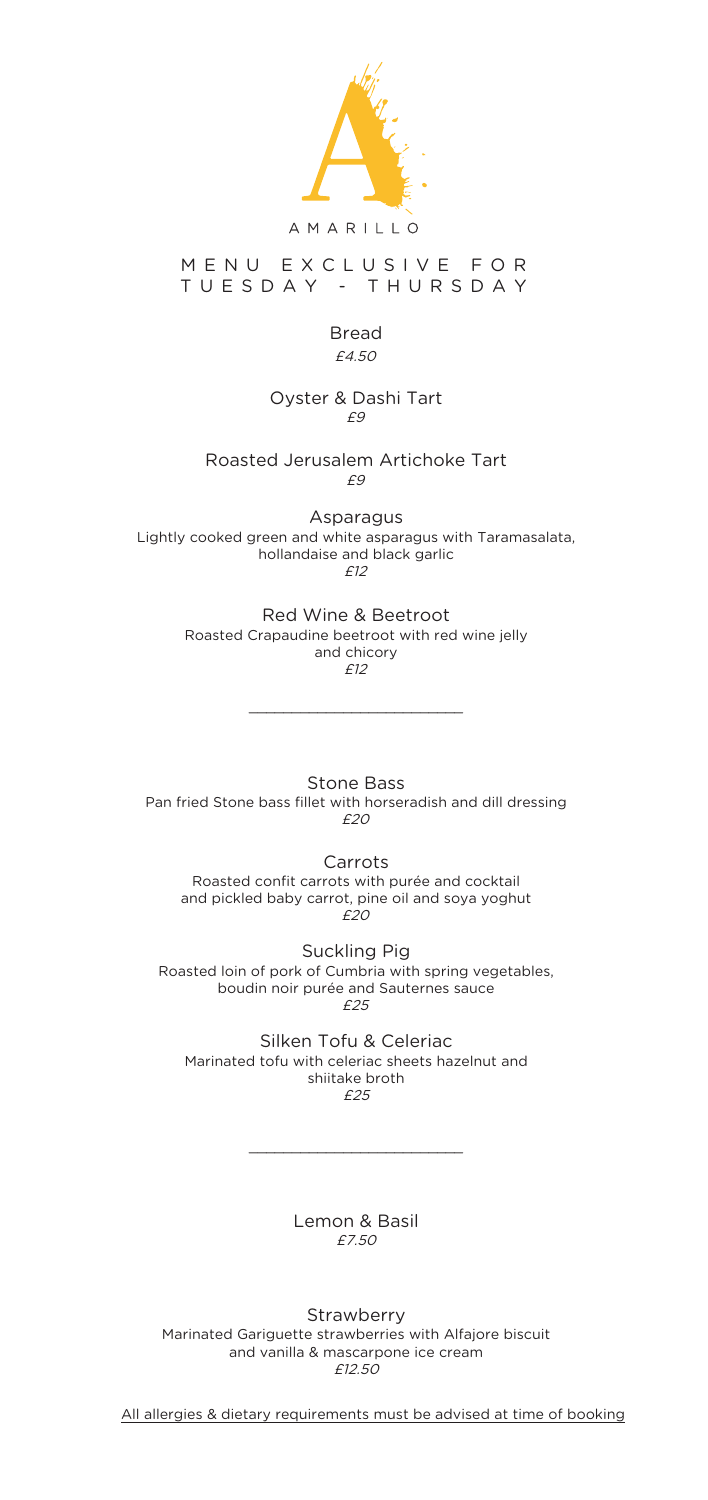AMARILLO

# MENU EXCLUSIVE FOR TUESDAY - THURSDAY

Bread
*£4.50*

Oyster & Dashi Tart
*£9*

Roasted Jerusalem Artichoke Tart
*£9*

Asparagus
Lightly cooked green and white asparagus with Taramasalata, hollandaise and black garlic
*£12*

Red Wine & Beetroot
Roasted Crapaudine beetroot with red wine jelly and chicory
*£12*

---

Stone Bass
Pan fried Stone bass fillet with horseradish and dill dressing
*£20*

Carrots
Roasted confit carrots with purée and cocktail and pickled baby carrot, pine oil and soya yoghut
*£20*

Suckling Pig
Roasted loin of pork of Cumbria with spring vegetables, boudin noir purée and Sauternes sauce
*£25*

Silken Tofu & Celeriac
Marinated tofu with celeriac sheets hazelnut and shiitake broth
*£25*

---

Lemon & Basil
*£7.50*

Strawberry
Marinated Gariguette strawberries with Alfajore biscuit and vanilla & mascarpone ice cream
*£12.50*

All allergies & dietary requirements must be advised at time of booking